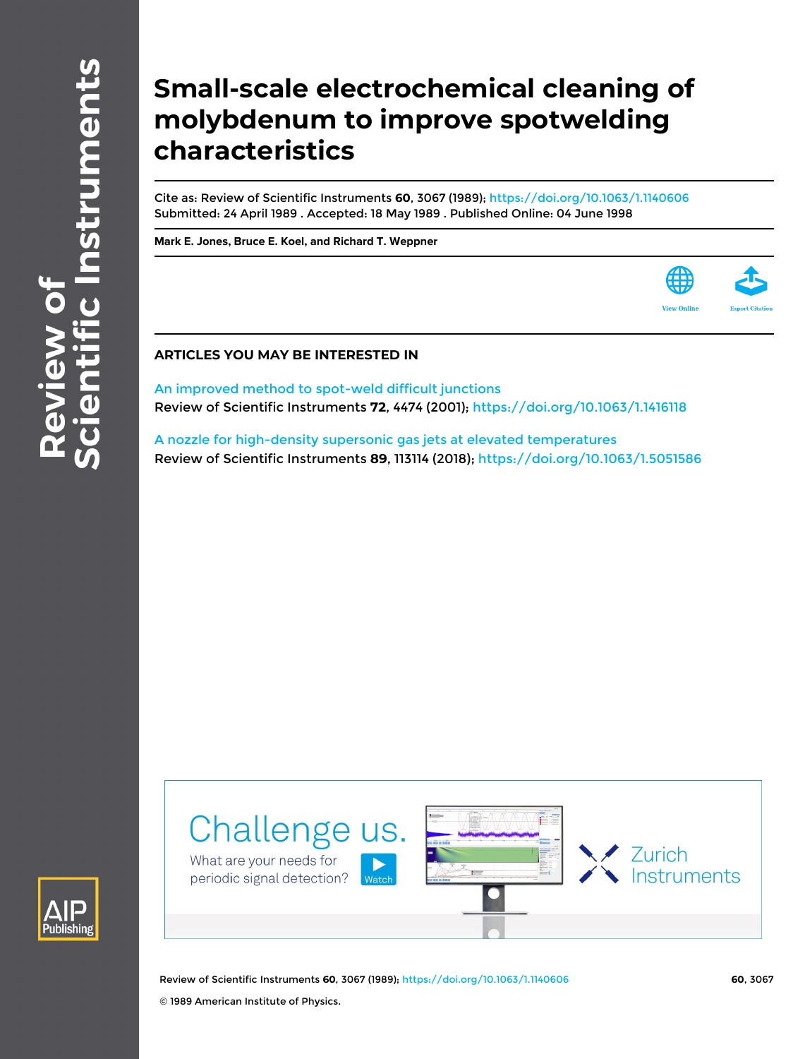# Small-scale electrochemical cleaning of molybdenum to improve spotwelding characteristics

Cite as: Review of Scientific Instruments **60**, 3067 (1989); https://doi.org/10.1063/1.1140606
Submitted: 24 April 1989 . Accepted: 18 May 1989 . Published Online: 04 June 1998

**Mark E. Jones, Bruce E. Koel, and Richard T. Weppner**

## ARTICLES YOU MAY BE INTERESTED IN

An improved method to spot-weld difficult junctions
Review of Scientific Instruments **72**, 4474 (2001); https://doi.org/10.1063/1.1416118

A nozzle for high-density supersonic gas jets at elevated temperatures
Review of Scientific Instruments **89**, 113114 (2018); https://doi.org/10.1063/1.5051586

© 1989 American Institute of Physics.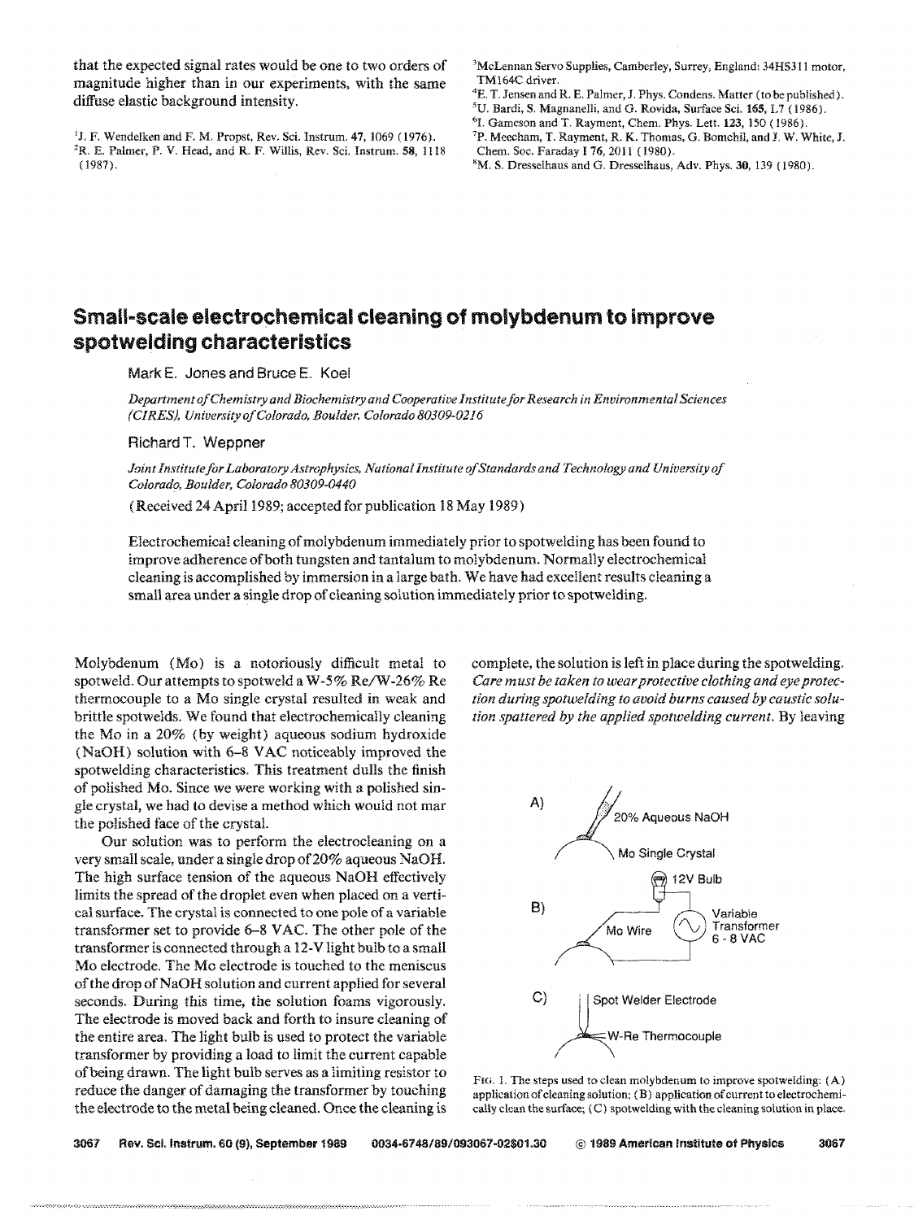that the expected signal rates would be one to two orders of magnitude higher than in our experiments, with the same diffuse elastic background intensity.

[1] J. F. Wendelken and F. M. Propst, Rev. Sci. Instrum. **47**, 1069 (1976).
[2] R. E. Palmer, P. V. Head, and R. F. Willis, Rev. Sci. Instrum. **58**, 1118 (1987).
[3] McLennan Servo Supplies, Camberley, Surrey, England: 34HS311 motor, TM164C driver.
[4] E. T. Jensen and R. E. Palmer, J. Phys. Condens. Matter (to be published).
[5] U. Bardi, S. Magnanelli, and G. Rovida, Surface Sci. **165**, L7 (1986).
[6] I. Gameson and T. Rayment, Chem. Phys. Lett. **123**, 150 (1986).
[7] P. Meecham, T. Rayment, R. K. Thomas, G. Bomchil, and J. W. White, J. Chem. Soc. Faraday I **76**, 2011 (1980).
[8] M. S. Dresselhaus and G. Dresselhaus, Adv. Phys. **30**, 139 (1980).

# Small-scale electrochemical cleaning of molybdenum to improve spotwelding characteristics

Mark E. Jones and Bruce E. Koel

*Department of Chemistry and Biochemistry and Cooperative Institute for Research in Environmental Sciences (CIRES), University of Colorado, Boulder, Colorado 80309-0216*

Richard T. Weppner

*Joint Institute for Laboratory Astrophysics, National Institute of Standards and Technology and University of Colorado, Boulder, Colorado 80309-0440*

(Received 24 April 1989; accepted for publication 18 May 1989)

Electrochemical cleaning of molybdenum immediately prior to spotwelding has been found to improve adherence of both tungsten and tantalum to molybdenum. Normally electrochemical cleaning is accomplished by immersion in a large bath. We have had excellent results cleaning a small area under a single drop of cleaning solution immediately prior to spotwelding.

Molybdenum (Mo) is a notoriously difficult metal to spotweld. Our attempts to spotweld a W-5% Re/W-26% Re thermocouple to a Mo single crystal resulted in weak and brittle spotwelds. We found that electrochemically cleaning the Mo in a 20% (by weight) aqueous sodium hydroxide (NaOH) solution with 6–8 VAC noticeably improved the spotwelding characteristics. This treatment dulls the finish of polished Mo. Since we were working with a polished single crystal, we had to devise a method which would not mar the polished face of the crystal.

Our solution was to perform the electrocleaning on a very small scale, under a single drop of 20% aqueous NaOH. The high surface tension of the aqueous NaOH effectively limits the spread of the droplet even when placed on a vertical surface. The crystal is connected to one pole of a variable transformer set to provide 6–8 VAC. The other pole of the transformer is connected through a 12-V light bulb to a small Mo electrode. The Mo electrode is touched to the meniscus of the drop of NaOH solution and current applied for several seconds. During this time, the solution foams vigorously. The electrode is moved back and forth to insure cleaning of the entire area. The light bulb is used to protect the variable transformer by providing a load to limit the current capable of being drawn. The light bulb serves as a limiting resistor to reduce the danger of damaging the transformer by touching the electrode to the metal being cleaned. Once the cleaning is complete, the solution is left in place during the spotwelding. *Care must be taken to wear protective clothing and eye protection during spotwelding to avoid burns caused by caustic solution spattered by the applied spotwelding current.* By leaving

FIG. 1. The steps used to clean molybdenum to improve spotwelding: (A) application of cleaning solution; (B) application of current to electrochemically clean the surface; (C) spotwelding with the cleaning solution in place.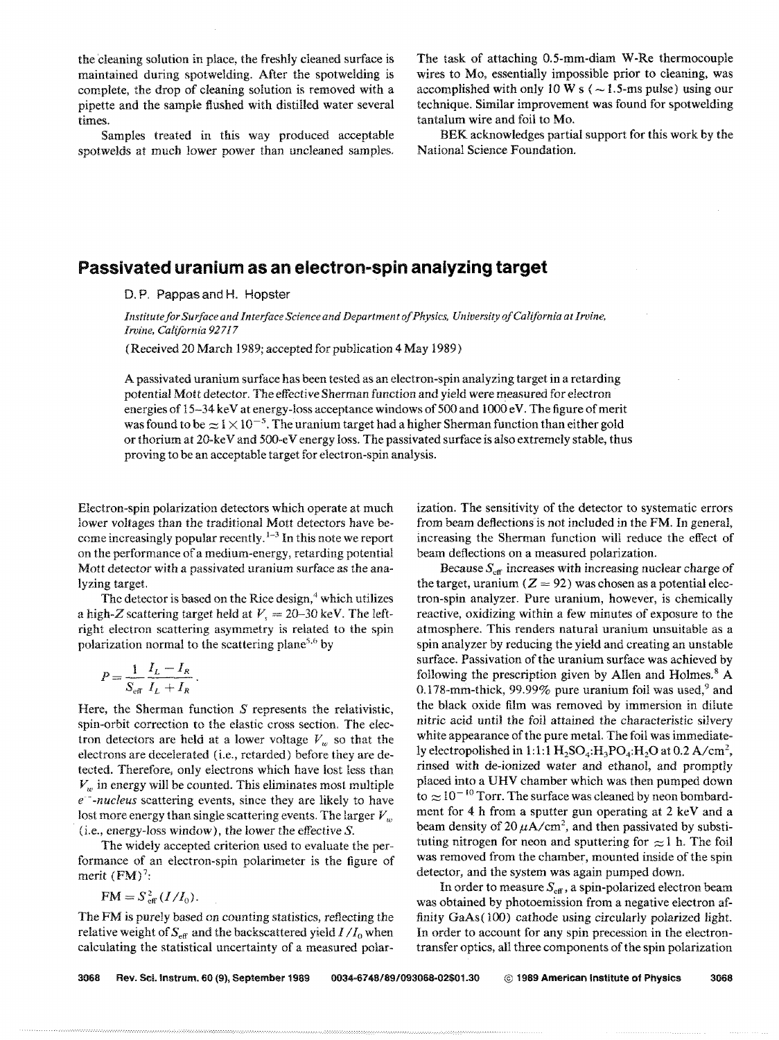the cleaning solution in place, the freshly cleaned surface is maintained during spotwelding. After the spotwelding is complete, the drop of cleaning solution is removed with a pipette and the sample flushed with distilled water several times.

Samples treated in this way produced acceptable spotwelds at much lower power than uncleaned samples. The task of attaching 0.5-mm-diam W-Re thermocouple wires to Mo, essentially impossible prior to cleaning, was accomplished with only 10 W s ( ~ 1.5-ms pulse) using our technique. Similar improvement was found for spotwelding tantalum wire and foil to Mo.

BEK acknowledges partial support for this work by the National Science Foundation.

# Passivated uranium as an electron-spin analyzing target

D. P. Pappas and H. Hopster

*Institute for Surface and Interface Science and Department of Physics, University of California at Irvine, Irvine, California 92717*

(Received 20 March 1989; accepted for publication 4 May 1989)

A passivated uranium surface has been tested as an electron-spin analyzing target in a retarding potential Mott detector. The effective Sherman function and yield were measured for electron energies of 15–34 keV at energy-loss acceptance windows of 500 and 1000 eV. The figure of merit was found to be $\approx 1 \times 10^{-5}$. The uranium target had a higher Sherman function than either gold or thorium at 20-keV and 500-eV energy loss. The passivated surface is also extremely stable, thus proving to be an acceptable target for electron-spin analysis.

Electron-spin polarization detectors which operate at much lower voltages than the traditional Mott detectors have become increasingly popular recently.[1–3] In this note we report on the performance of a medium-energy, retarding potential Mott detector with a passivated uranium surface as the analyzing target.

The detector is based on the Rice design,[4] which utilizes a high-$Z$ scattering target held at $V_s = 20$–$30$ keV. The left-right electron scattering asymmetry is related to the spin polarization normal to the scattering plane[5,6] by

$$P = \frac{1}{S_{\text{eff}}} \frac{I_L - I_R}{I_L + I_R}.$$

Here, the Sherman function $S$ represents the relativistic, spin-orbit correction to the elastic cross section. The electron detectors are held at a lower voltage $V_w$ so that the electrons are decelerated (i.e., retarded) before they are detected. Therefore, only electrons which have lost less than $V_w$ in energy will be counted. This eliminates most multiple $e^-$*-nucleus* scattering events, since they are likely to have lost more energy than single scattering events. The larger $V_w$ (i.e., energy-loss window), the lower the effective $S$.

The widely accepted criterion used to evaluate the performance of an electron-spin polarimeter is the figure of merit (FM)[7]:

$$\text{FM} = S_{\text{eff}}^2 (I/I_0).$$

The FM is purely based on counting statistics, reflecting the relative weight of $S_{\text{eff}}$ and the backscattered yield $I/I_0$ when calculating the statistical uncertainty of a measured polarization. The sensitivity of the detector to systematic errors from beam deflections is not included in the FM. In general, increasing the Sherman function will reduce the effect of beam deflections on a measured polarization.

Because $S_{\text{eff}}$ increases with increasing nuclear charge of the target, uranium ($Z = 92$) was chosen as a potential electron-spin analyzer. Pure uranium, however, is chemically reactive, oxidizing within a few minutes of exposure to the atmosphere. This renders natural uranium unsuitable as a spin analyzer by reducing the yield and creating an unstable surface. Passivation of the uranium surface was achieved by following the prescription given by Allen and Holmes.[8] A 0.178-mm-thick, 99.99% pure uranium foil was used,[9] and the black oxide film was removed by immersion in dilute nitric acid until the foil attained the characteristic silvery white appearance of the pure metal. The foil was immediately electropolished in 1:1:1 $H_2SO_4$:$H_3PO_4$:$H_2O$ at 0.2 A/cm$^2$, rinsed with de-ionized water and ethanol, and promptly placed into a UHV chamber which was then pumped down to $\approx 10^{-10}$ Torr. The surface was cleaned by neon bombardment for 4 h from a sputter gun operating at 2 keV and a beam density of 20 $\mu$A/cm$^2$, and then passivated by substituting nitrogen for neon and sputtering for $\approx 1$ h. The foil was removed from the chamber, mounted inside of the spin detector, and the system was again pumped down.

In order to measure $S_{\text{eff}}$, a spin-polarized electron beam was obtained by photoemission from a negative electron affinity GaAs(100) cathode using circularly polarized light. In order to account for any spin precession in the electron-transfer optics, all three components of the spin polarization